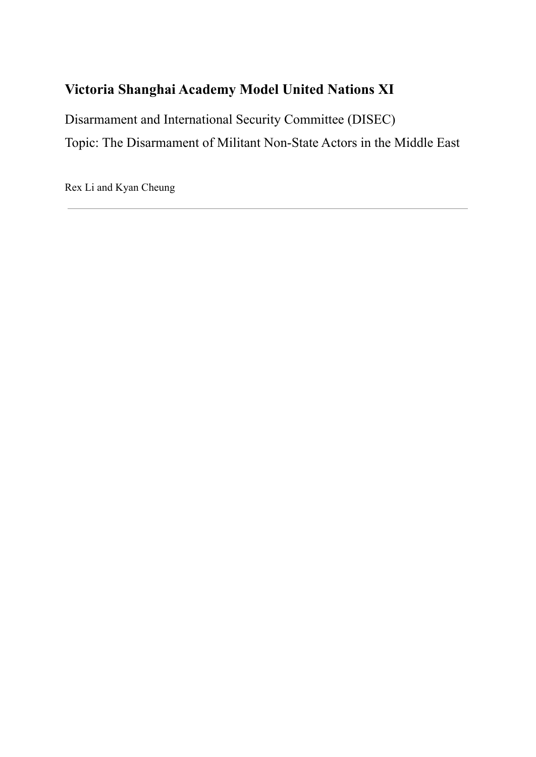# Victoria Shanghai Academy Model United Nations XI

Disarmament and International Security Committee (DISEC)

Topic: The Disarmament of Militant Non-State Actors in the Middle East

Rex Li and Kyan Cheung

---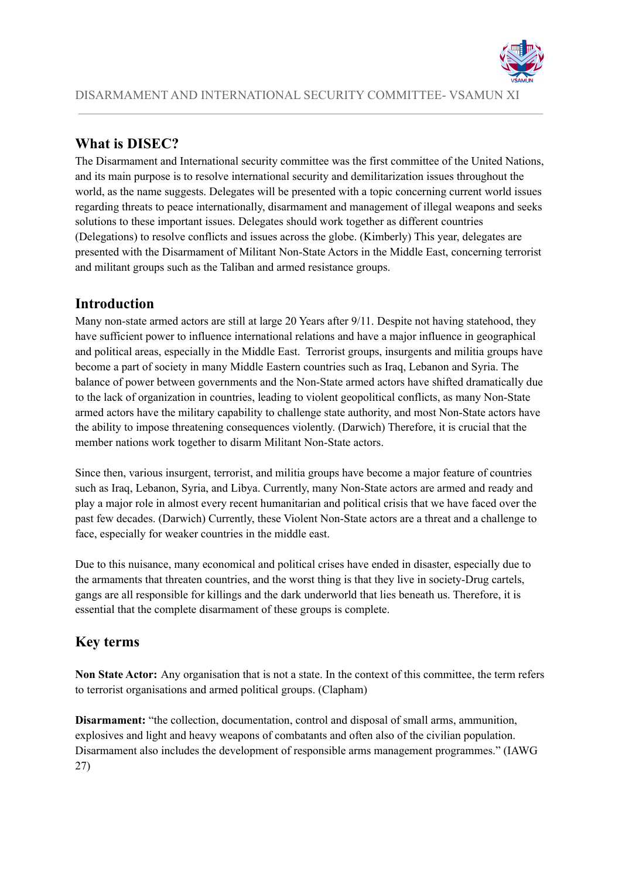## What is DISEC?

The Disarmament and International security committee was the first committee of the United Nations, and its main purpose is to resolve international security and demilitarization issues throughout the world, as the name suggests. Delegates will be presented with a topic concerning current world issues regarding threats to peace internationally, disarmament and management of illegal weapons and seeks solutions to these important issues. Delegates should work together as different countries (Delegations) to resolve conflicts and issues across the globe. (Kimberly) This year, delegates are presented with the Disarmament of Militant Non-State Actors in the Middle East, concerning terrorist and militant groups such as the Taliban and armed resistance groups.

## Introduction

Many non-state armed actors are still at large 20 Years after 9/11. Despite not having statehood, they have sufficient power to influence international relations and have a major influence in geographical and political areas, especially in the Middle East. Terrorist groups, insurgents and militia groups have become a part of society in many Middle Eastern countries such as Iraq, Lebanon and Syria. The balance of power between governments and the Non-State armed actors have shifted dramatically due to the lack of organization in countries, leading to violent geopolitical conflicts, as many Non-State armed actors have the military capability to challenge state authority, and most Non-State actors have the ability to impose threatening consequences violently. (Darwich) Therefore, it is crucial that the member nations work together to disarm Militant Non-State actors.

Since then, various insurgent, terrorist, and militia groups have become a major feature of countries such as Iraq, Lebanon, Syria, and Libya. Currently, many Non-State actors are armed and ready and play a major role in almost every recent humanitarian and political crisis that we have faced over the past few decades. (Darwich) Currently, these Violent Non-State actors are a threat and a challenge to face, especially for weaker countries in the middle east.

Due to this nuisance, many economical and political crises have ended in disaster, especially due to the armaments that threaten countries, and the worst thing is that they live in society-Drug cartels, gangs are all responsible for killings and the dark underworld that lies beneath us. Therefore, it is essential that the complete disarmament of these groups is complete.

## Key terms

**Non State Actor:** Any organisation that is not a state. In the context of this committee, the term refers to terrorist organisations and armed political groups. (Clapham)

**Disarmament:** "the collection, documentation, control and disposal of small arms, ammunition, explosives and light and heavy weapons of combatants and often also of the civilian population. Disarmament also includes the development of responsible arms management programmes." (IAWG 27)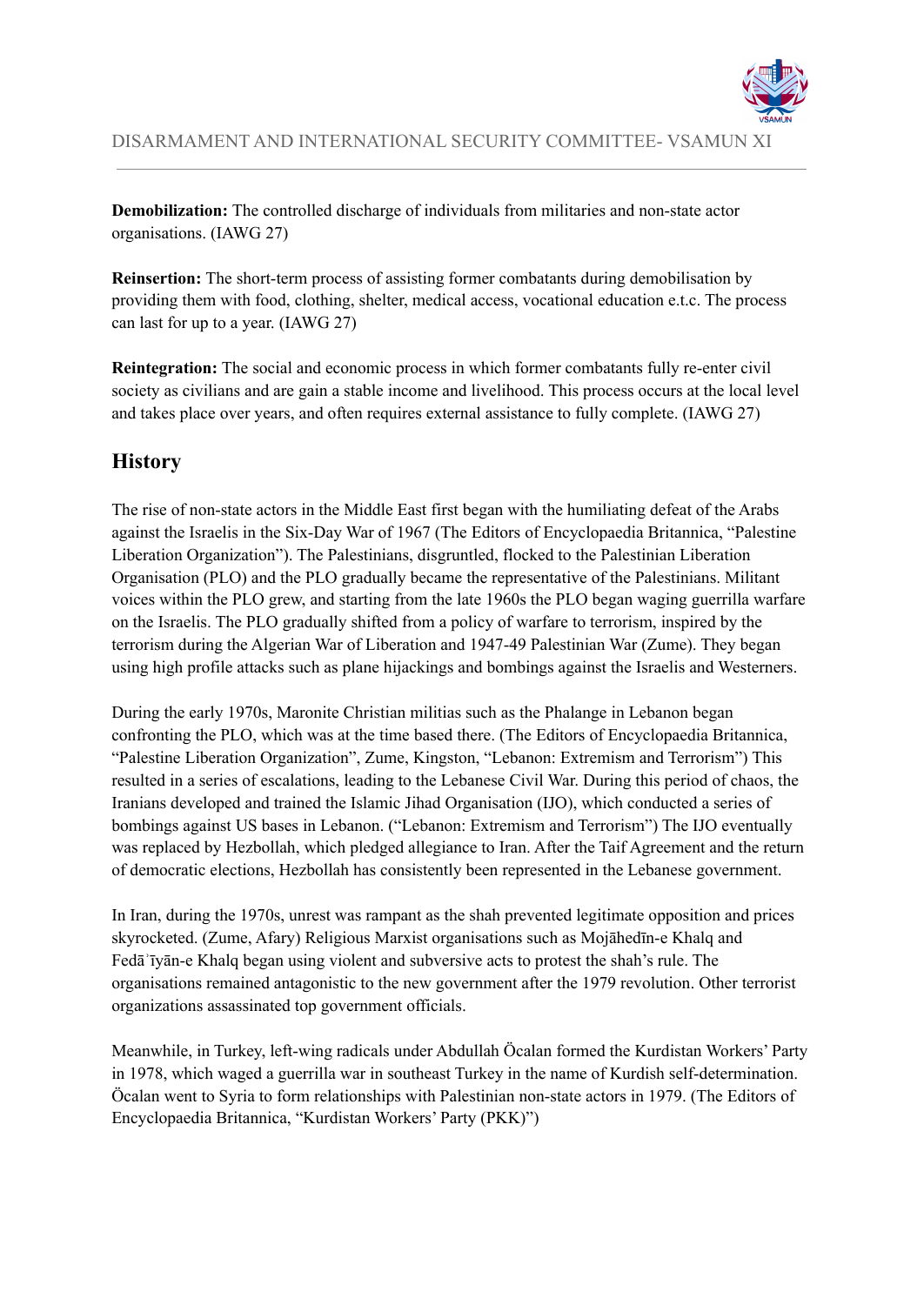**Demobilization:** The controlled discharge of individuals from militaries and non-state actor organisations. (IAWG 27)

**Reinsertion:** The short-term process of assisting former combatants during demobilisation by providing them with food, clothing, shelter, medical access, vocational education e.t.c. The process can last for up to a year. (IAWG 27)

**Reintegration:** The social and economic process in which former combatants fully re-enter civil society as civilians and are gain a stable income and livelihood. This process occurs at the local level and takes place over years, and often requires external assistance to fully complete. (IAWG 27)

## History

The rise of non-state actors in the Middle East first began with the humiliating defeat of the Arabs against the Israelis in the Six-Day War of 1967 (The Editors of Encyclopaedia Britannica, "Palestine Liberation Organization"). The Palestinians, disgruntled, flocked to the Palestinian Liberation Organisation (PLO) and the PLO gradually became the representative of the Palestinians. Militant voices within the PLO grew, and starting from the late 1960s the PLO began waging guerrilla warfare on the Israelis. The PLO gradually shifted from a policy of warfare to terrorism, inspired by the terrorism during the Algerian War of Liberation and 1947-49 Palestinian War (Zume). They began using high profile attacks such as plane hijackings and bombings against the Israelis and Westerners.

During the early 1970s, Maronite Christian militias such as the Phalange in Lebanon began confronting the PLO, which was at the time based there. (The Editors of Encyclopaedia Britannica, "Palestine Liberation Organization", Zume, Kingston, "Lebanon: Extremism and Terrorism") This resulted in a series of escalations, leading to the Lebanese Civil War. During this period of chaos, the Iranians developed and trained the Islamic Jihad Organisation (IJO), which conducted a series of bombings against US bases in Lebanon. ("Lebanon: Extremism and Terrorism") The IJO eventually was replaced by Hezbollah, which pledged allegiance to Iran. After the Taif Agreement and the return of democratic elections, Hezbollah has consistently been represented in the Lebanese government.

In Iran, during the 1970s, unrest was rampant as the shah prevented legitimate opposition and prices skyrocketed. (Zume, Afary) Religious Marxist organisations such as Mojāhedīn-e Khalq and Fedāʾīyān-e Khalq began using violent and subversive acts to protest the shah's rule. The organisations remained antagonistic to the new government after the 1979 revolution. Other terrorist organizations assassinated top government officials.

Meanwhile, in Turkey, left-wing radicals under Abdullah Öcalan formed the Kurdistan Workers' Party in 1978, which waged a guerrilla war in southeast Turkey in the name of Kurdish self-determination. Öcalan went to Syria to form relationships with Palestinian non-state actors in 1979. (The Editors of Encyclopaedia Britannica, "Kurdistan Workers' Party (PKK)")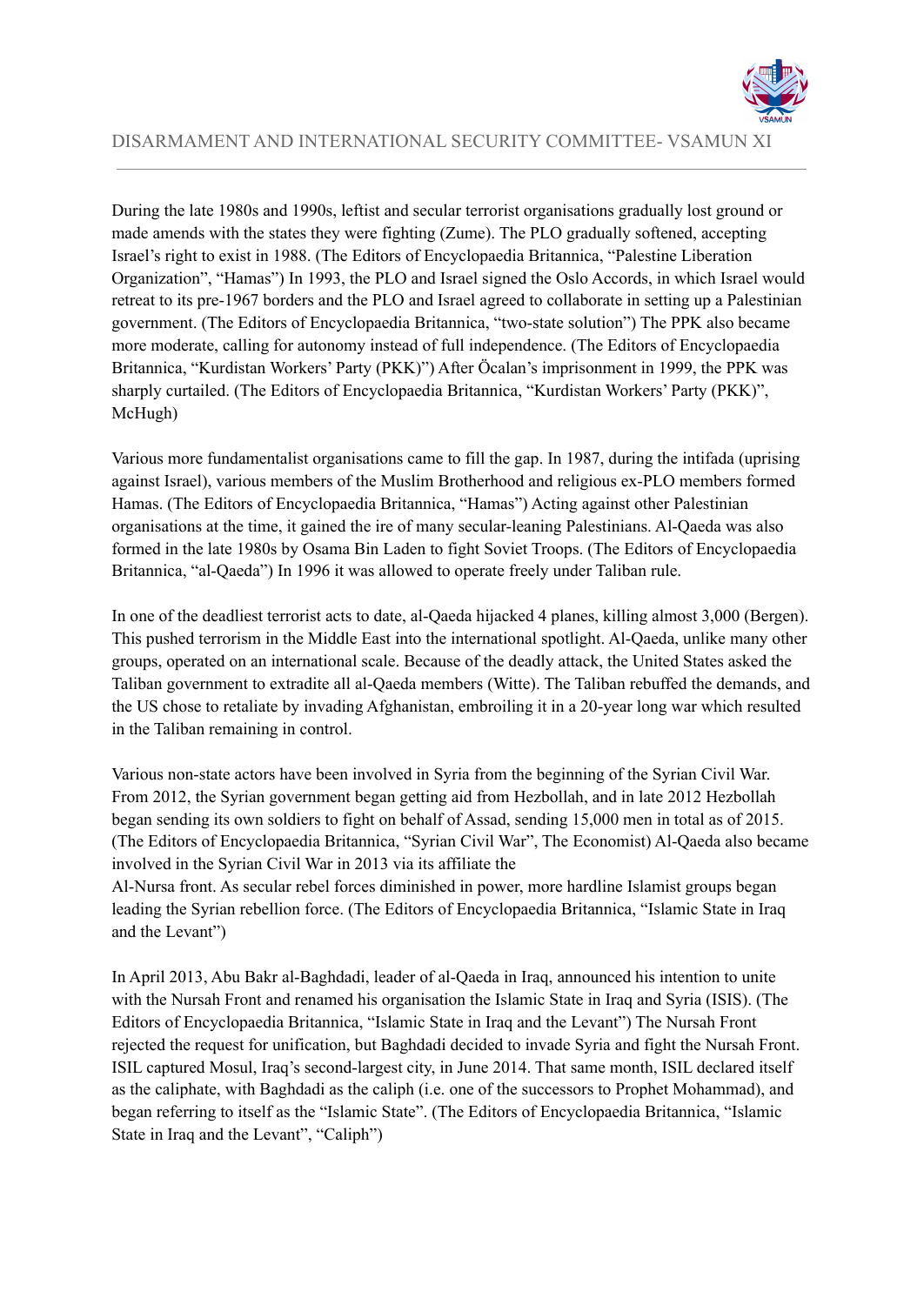During the late 1980s and 1990s, leftist and secular terrorist organisations gradually lost ground or made amends with the states they were fighting (Zume). The PLO gradually softened, accepting Israel's right to exist in 1988. (The Editors of Encyclopaedia Britannica, "Palestine Liberation Organization", "Hamas") In 1993, the PLO and Israel signed the Oslo Accords, in which Israel would retreat to its pre-1967 borders and the PLO and Israel agreed to collaborate in setting up a Palestinian government. (The Editors of Encyclopaedia Britannica, "two-state solution") The PPK also became more moderate, calling for autonomy instead of full independence. (The Editors of Encyclopaedia Britannica, "Kurdistan Workers' Party (PKK)") After Öcalan's imprisonment in 1999, the PPK was sharply curtailed. (The Editors of Encyclopaedia Britannica, "Kurdistan Workers' Party (PKK)", McHugh)

Various more fundamentalist organisations came to fill the gap. In 1987, during the intifada (uprising against Israel), various members of the Muslim Brotherhood and religious ex-PLO members formed Hamas. (The Editors of Encyclopaedia Britannica, "Hamas") Acting against other Palestinian organisations at the time, it gained the ire of many secular-leaning Palestinians. Al-Qaeda was also formed in the late 1980s by Osama Bin Laden to fight Soviet Troops. (The Editors of Encyclopaedia Britannica, "al-Qaeda") In 1996 it was allowed to operate freely under Taliban rule.

In one of the deadliest terrorist acts to date, al-Qaeda hijacked 4 planes, killing almost 3,000 (Bergen). This pushed terrorism in the Middle East into the international spotlight. Al-Qaeda, unlike many other groups, operated on an international scale. Because of the deadly attack, the United States asked the Taliban government to extradite all al-Qaeda members (Witte). The Taliban rebuffed the demands, and the US chose to retaliate by invading Afghanistan, embroiling it in a 20-year long war which resulted in the Taliban remaining in control.

Various non-state actors have been involved in Syria from the beginning of the Syrian Civil War. From 2012, the Syrian government began getting aid from Hezbollah, and in late 2012 Hezbollah began sending its own soldiers to fight on behalf of Assad, sending 15,000 men in total as of 2015. (The Editors of Encyclopaedia Britannica, "Syrian Civil War", The Economist) Al-Qaeda also became involved in the Syrian Civil War in 2013 via its affiliate the Al-Nursa front. As secular rebel forces diminished in power, more hardline Islamist groups began leading the Syrian rebellion force. (The Editors of Encyclopaedia Britannica, "Islamic State in Iraq and the Levant")

In April 2013, Abu Bakr al-Baghdadi, leader of al-Qaeda in Iraq, announced his intention to unite with the Nursah Front and renamed his organisation the Islamic State in Iraq and Syria (ISIS). (The Editors of Encyclopaedia Britannica, "Islamic State in Iraq and the Levant") The Nursah Front rejected the request for unification, but Baghdadi decided to invade Syria and fight the Nursah Front. ISIL captured Mosul, Iraq's second-largest city, in June 2014. That same month, ISIL declared itself as the caliphate, with Baghdadi as the caliph (i.e. one of the successors to Prophet Mohammad), and began referring to itself as the "Islamic State". (The Editors of Encyclopaedia Britannica, "Islamic State in Iraq and the Levant", "Caliph")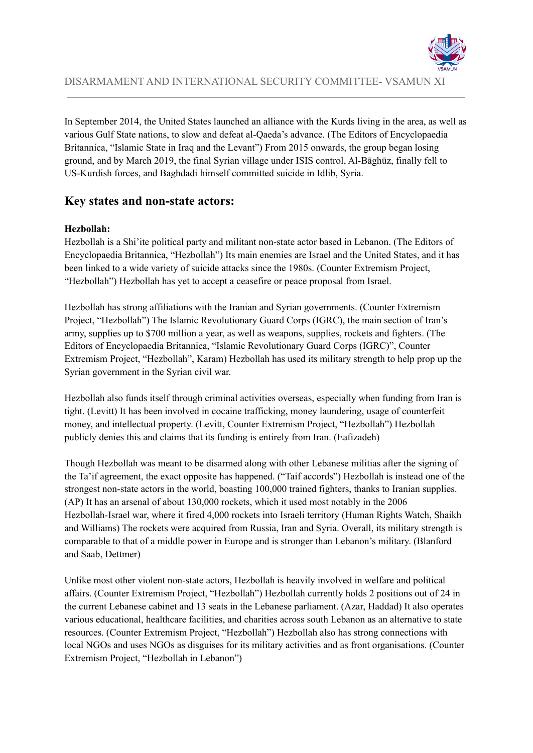In September 2014, the United States launched an alliance with the Kurds living in the area, as well as various Gulf State nations, to slow and defeat al-Qaeda's advance. (The Editors of Encyclopaedia Britannica, "Islamic State in Iraq and the Levant") From 2015 onwards, the group began losing ground, and by March 2019, the final Syrian village under ISIS control, Al-Bāghūz, finally fell to US-Kurdish forces, and Baghdadi himself committed suicide in Idlib, Syria.

## Key states and non-state actors:

**Hezbollah:**
Hezbollah is a Shi'ite political party and militant non-state actor based in Lebanon. (The Editors of Encyclopaedia Britannica, "Hezbollah") Its main enemies are Israel and the United States, and it has been linked to a wide variety of suicide attacks since the 1980s. (Counter Extremism Project, "Hezbollah") Hezbollah has yet to accept a ceasefire or peace proposal from Israel.

Hezbollah has strong affiliations with the Iranian and Syrian governments. (Counter Extremism Project, "Hezbollah") The Islamic Revolutionary Guard Corps (IGRC), the main section of Iran's army, supplies up to $700 million a year, as well as weapons, supplies, rockets and fighters. (The Editors of Encyclopaedia Britannica, "Islamic Revolutionary Guard Corps (IGRC)", Counter Extremism Project, "Hezbollah", Karam) Hezbollah has used its military strength to help prop up the Syrian government in the Syrian civil war.

Hezbollah also funds itself through criminal activities overseas, especially when funding from Iran is tight. (Levitt) It has been involved in cocaine trafficking, money laundering, usage of counterfeit money, and intellectual property. (Levitt, Counter Extremism Project, "Hezbollah") Hezbollah publicly denies this and claims that its funding is entirely from Iran. (Eafizadeh)

Though Hezbollah was meant to be disarmed along with other Lebanese militias after the signing of the Ta'if agreement, the exact opposite has happened. ("Taif accords") Hezbollah is instead one of the strongest non-state actors in the world, boasting 100,000 trained fighters, thanks to Iranian supplies. (AP) It has an arsenal of about 130,000 rockets, which it used most notably in the 2006 Hezbollah-Israel war, where it fired 4,000 rockets into Israeli territory (Human Rights Watch, Shaikh and Williams) The rockets were acquired from Russia, Iran and Syria. Overall, its military strength is comparable to that of a middle power in Europe and is stronger than Lebanon's military. (Blanford and Saab, Dettmer)

Unlike most other violent non-state actors, Hezbollah is heavily involved in welfare and political affairs. (Counter Extremism Project, "Hezbollah") Hezbollah currently holds 2 positions out of 24 in the current Lebanese cabinet and 13 seats in the Lebanese parliament. (Azar, Haddad) It also operates various educational, healthcare facilities, and charities across south Lebanon as an alternative to state resources. (Counter Extremism Project, "Hezbollah") Hezbollah also has strong connections with local NGOs and uses NGOs as disguises for its military activities and as front organisations. (Counter Extremism Project, "Hezbollah in Lebanon")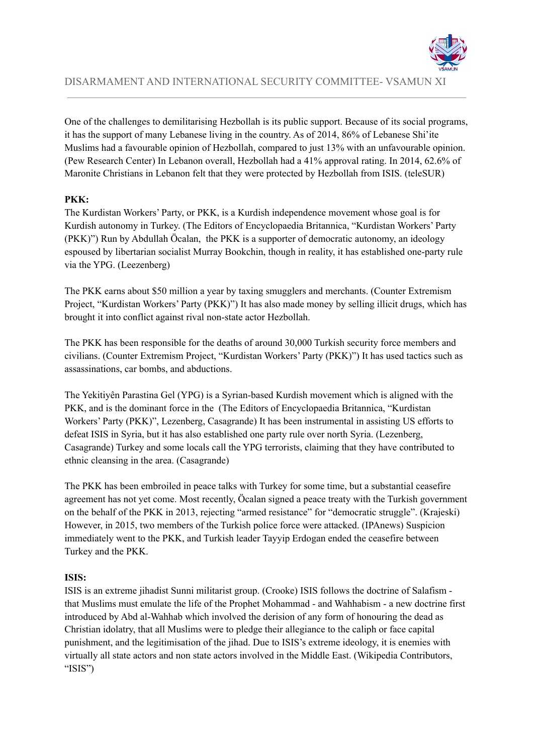One of the challenges to demilitarising Hezbollah is its public support. Because of its social programs, it has the support of many Lebanese living in the country. As of 2014, 86% of Lebanese Shi'ite Muslims had a favourable opinion of Hezbollah, compared to just 13% with an unfavourable opinion. (Pew Research Center) In Lebanon overall, Hezbollah had a 41% approval rating. In 2014, 62.6% of Maronite Christians in Lebanon felt that they were protected by Hezbollah from ISIS. (teleSUR)

**PKK:**

The Kurdistan Workers' Party, or PKK, is a Kurdish independence movement whose goal is for Kurdish autonomy in Turkey. (The Editors of Encyclopaedia Britannica, "Kurdistan Workers' Party (PKK)") Run by Abdullah Öcalan, the PKK is a supporter of democratic autonomy, an ideology espoused by libertarian socialist Murray Bookchin, though in reality, it has established one-party rule via the YPG. (Leezenberg)

The PKK earns about $50 million a year by taxing smugglers and merchants. (Counter Extremism Project, "Kurdistan Workers' Party (PKK)") It has also made money by selling illicit drugs, which has brought it into conflict against rival non-state actor Hezbollah.

The PKK has been responsible for the deaths of around 30,000 Turkish security force members and civilians. (Counter Extremism Project, "Kurdistan Workers' Party (PKK)") It has used tactics such as assassinations, car bombs, and abductions.

The Yekitiyên Parastina Gel (YPG) is a Syrian-based Kurdish movement which is aligned with the PKK, and is the dominant force in the (The Editors of Encyclopaedia Britannica, "Kurdistan Workers' Party (PKK)", Lezenberg, Casagrande) It has been instrumental in assisting US efforts to defeat ISIS in Syria, but it has also established one party rule over north Syria. (Lezenberg, Casagrande) Turkey and some locals call the YPG terrorists, claiming that they have contributed to ethnic cleansing in the area. (Casagrande)

The PKK has been embroiled in peace talks with Turkey for some time, but a substantial ceasefire agreement has not yet come. Most recently, Öcalan signed a peace treaty with the Turkish government on the behalf of the PKK in 2013, rejecting "armed resistance" for "democratic struggle". (Krajeski) However, in 2015, two members of the Turkish police force were attacked. (IPAnews) Suspicion immediately went to the PKK, and Turkish leader Tayyip Erdogan ended the ceasefire between Turkey and the PKK.

**ISIS:**

ISIS is an extreme jihadist Sunni militarist group. (Crooke) ISIS follows the doctrine of Salafism - that Muslims must emulate the life of the Prophet Mohammad - and Wahhabism - a new doctrine first introduced by Abd al-Wahhab which involved the derision of any form of honouring the dead as Christian idolatry, that all Muslims were to pledge their allegiance to the caliph or face capital punishment, and the legitimisation of the jihad. Due to ISIS's extreme ideology, it is enemies with virtually all state actors and non state actors involved in the Middle East. (Wikipedia Contributors, "ISIS")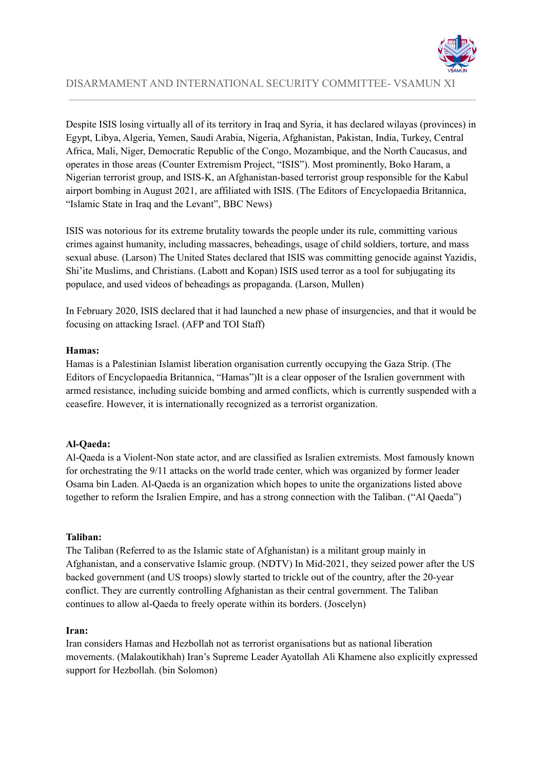Despite ISIS losing virtually all of its territory in Iraq and Syria, it has declared wilayas (provinces) in Egypt, Libya, Algeria, Yemen, Saudi Arabia, Nigeria, Afghanistan, Pakistan, India, Turkey, Central Africa, Mali, Niger, Democratic Republic of the Congo, Mozambique, and the North Caucasus, and operates in those areas (Counter Extremism Project, "ISIS"). Most prominently, Boko Haram, a Nigerian terrorist group, and ISIS-K, an Afghanistan-based terrorist group responsible for the Kabul airport bombing in August 2021, are affiliated with ISIS. (The Editors of Encyclopaedia Britannica, "Islamic State in Iraq and the Levant", BBC News)

ISIS was notorious for its extreme brutality towards the people under its rule, committing various crimes against humanity, including massacres, beheadings, usage of child soldiers, torture, and mass sexual abuse. (Larson) The United States declared that ISIS was committing genocide against Yazidis, Shi'ite Muslims, and Christians. (Labott and Kopan) ISIS used terror as a tool for subjugating its populace, and used videos of beheadings as propaganda. (Larson, Mullen)

In February 2020, ISIS declared that it had launched a new phase of insurgencies, and that it would be focusing on attacking Israel. (AFP and TOI Staff)

**Hamas:**
Hamas is a Palestinian Islamist liberation organisation currently occupying the Gaza Strip. (The Editors of Encyclopaedia Britannica, "Hamas")It is a clear opposer of the Isralien government with armed resistance, including suicide bombing and armed conflicts, which is currently suspended with a ceasefire. However, it is internationally recognized as a terrorist organization.

**Al-Qaeda:**
Al-Qaeda is a Violent-Non state actor, and are classified as Isralien extremists. Most famously known for orchestrating the 9/11 attacks on the world trade center, which was organized by former leader Osama bin Laden. Al-Qaeda is an organization which hopes to unite the organizations listed above together to reform the Isralien Empire, and has a strong connection with the Taliban. ("Al Qaeda")

**Taliban:**
The Taliban (Referred to as the Islamic state of Afghanistan) is a militant group mainly in Afghanistan, and a conservative Islamic group. (NDTV) In Mid-2021, they seized power after the US backed government (and US troops) slowly started to trickle out of the country, after the 20-year conflict. They are currently controlling Afghanistan as their central government. The Taliban continues to allow al-Qaeda to freely operate within its borders. (Joscelyn)

**Iran:**
Iran considers Hamas and Hezbollah not as terrorist organisations but as national liberation movements. (Malakoutikhah) Iran's Supreme Leader Ayatollah Ali Khamene also explicitly expressed support for Hezbollah. (bin Solomon)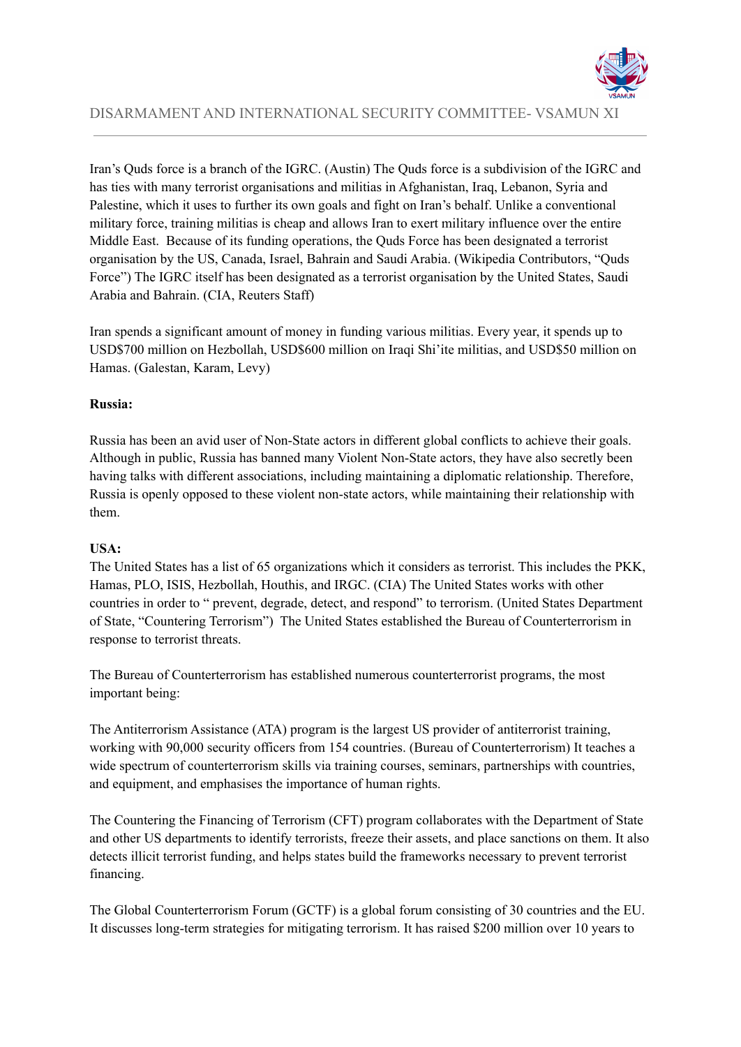Iran's Quds force is a branch of the IGRC. (Austin) The Quds force is a subdivision of the IGRC and has ties with many terrorist organisations and militias in Afghanistan, Iraq, Lebanon, Syria and Palestine, which it uses to further its own goals and fight on Iran's behalf. Unlike a conventional military force, training militias is cheap and allows Iran to exert military influence over the entire Middle East. Because of its funding operations, the Quds Force has been designated a terrorist organisation by the US, Canada, Israel, Bahrain and Saudi Arabia. (Wikipedia Contributors, "Quds Force") The IGRC itself has been designated as a terrorist organisation by the United States, Saudi Arabia and Bahrain. (CIA, Reuters Staff)

Iran spends a significant amount of money in funding various militias. Every year, it spends up to USD$700 million on Hezbollah, USD$600 million on Iraqi Shi'ite militias, and USD$50 million on Hamas. (Galestan, Karam, Levy)

**Russia:**

Russia has been an avid user of Non-State actors in different global conflicts to achieve their goals. Although in public, Russia has banned many Violent Non-State actors, they have also secretly been having talks with different associations, including maintaining a diplomatic relationship. Therefore, Russia is openly opposed to these violent non-state actors, while maintaining their relationship with them.

**USA:**

The United States has a list of 65 organizations which it considers as terrorist. This includes the PKK, Hamas, PLO, ISIS, Hezbollah, Houthis, and IRGC. (CIA) The United States works with other countries in order to " prevent, degrade, detect, and respond" to terrorism. (United States Department of State, "Countering Terrorism") The United States established the Bureau of Counterterrorism in response to terrorist threats.

The Bureau of Counterterrorism has established numerous counterterrorist programs, the most important being:

The Antiterrorism Assistance (ATA) program is the largest US provider of antiterrorist training, working with 90,000 security officers from 154 countries. (Bureau of Counterterrorism) It teaches a wide spectrum of counterterrorism skills via training courses, seminars, partnerships with countries, and equipment, and emphasises the importance of human rights.

The Countering the Financing of Terrorism (CFT) program collaborates with the Department of State and other US departments to identify terrorists, freeze their assets, and place sanctions on them. It also detects illicit terrorist funding, and helps states build the frameworks necessary to prevent terrorist financing.

The Global Counterterrorism Forum (GCTF) is a global forum consisting of 30 countries and the EU. It discusses long-term strategies for mitigating terrorism. It has raised $200 million over 10 years to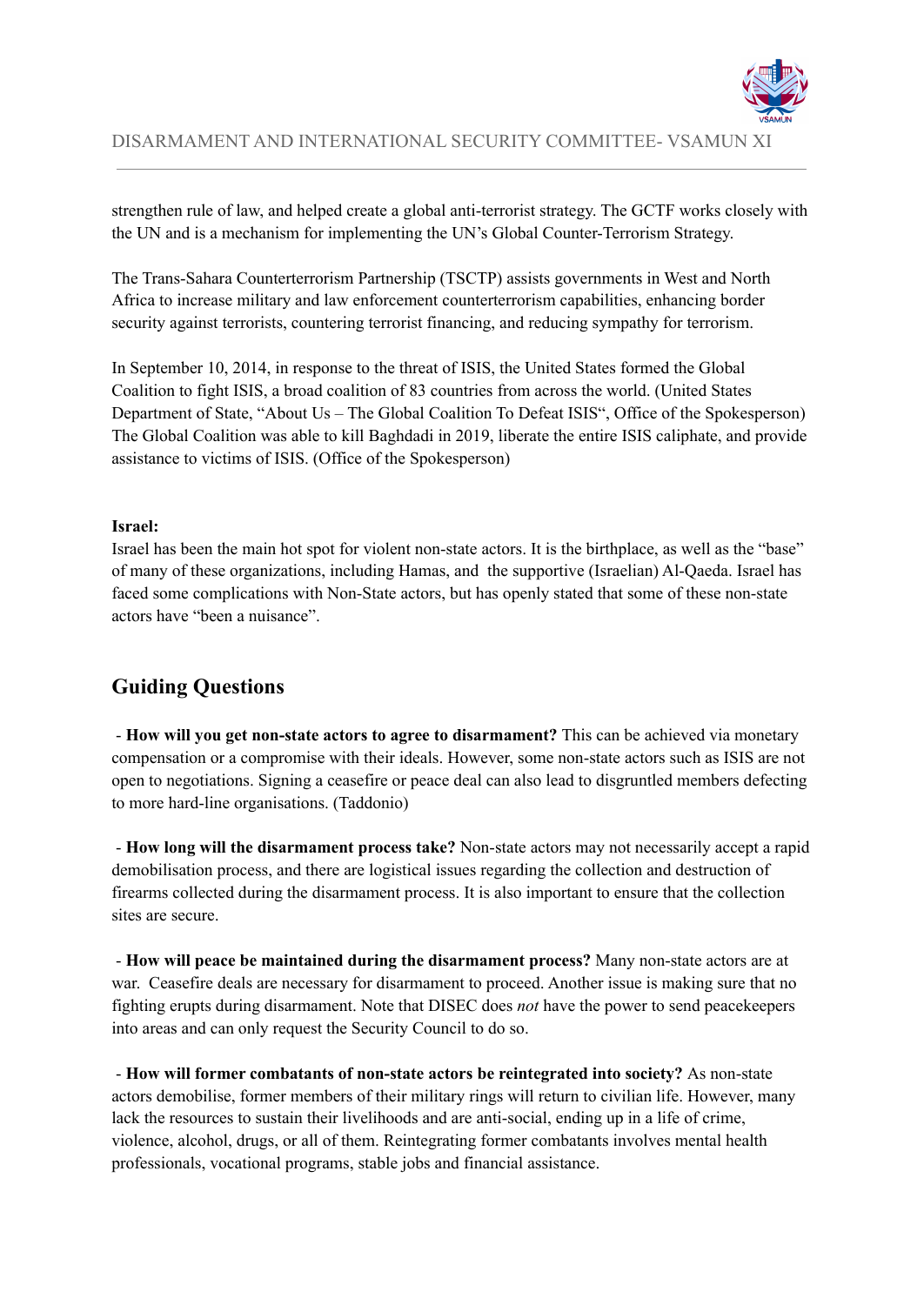strengthen rule of law, and helped create a global anti-terrorist strategy. The GCTF works closely with the UN and is a mechanism for implementing the UN's Global Counter-Terrorism Strategy.

The Trans-Sahara Counterterrorism Partnership (TSCTP) assists governments in West and North Africa to increase military and law enforcement counterterrorism capabilities, enhancing border security against terrorists, countering terrorist financing, and reducing sympathy for terrorism.

In September 10, 2014, in response to the threat of ISIS, the United States formed the Global Coalition to fight ISIS, a broad coalition of 83 countries from across the world. (United States Department of State, "About Us – The Global Coalition To Defeat ISIS", Office of the Spokesperson) The Global Coalition was able to kill Baghdadi in 2019, liberate the entire ISIS caliphate, and provide assistance to victims of ISIS. (Office of the Spokesperson)

**Israel:**

Israel has been the main hot spot for violent non-state actors. It is the birthplace, as well as the "base" of many of these organizations, including Hamas, and the supportive (Israelian) Al-Qaeda. Israel has faced some complications with Non-State actors, but has openly stated that some of these non-state actors have "been a nuisance".

## Guiding Questions

- **How will you get non-state actors to agree to disarmament?** This can be achieved via monetary compensation or a compromise with their ideals. However, some non-state actors such as ISIS are not open to negotiations. Signing a ceasefire or peace deal can also lead to disgruntled members defecting to more hard-line organisations. (Taddonio)

- **How long will the disarmament process take?** Non-state actors may not necessarily accept a rapid demobilisation process, and there are logistical issues regarding the collection and destruction of firearms collected during the disarmament process. It is also important to ensure that the collection sites are secure.

- **How will peace be maintained during the disarmament process?** Many non-state actors are at war. Ceasefire deals are necessary for disarmament to proceed. Another issue is making sure that no fighting erupts during disarmament. Note that DISEC does *not* have the power to send peacekeepers into areas and can only request the Security Council to do so.

- **How will former combatants of non-state actors be reintegrated into society?** As non-state actors demobilise, former members of their military rings will return to civilian life. However, many lack the resources to sustain their livelihoods and are anti-social, ending up in a life of crime, violence, alcohol, drugs, or all of them. Reintegrating former combatants involves mental health professionals, vocational programs, stable jobs and financial assistance.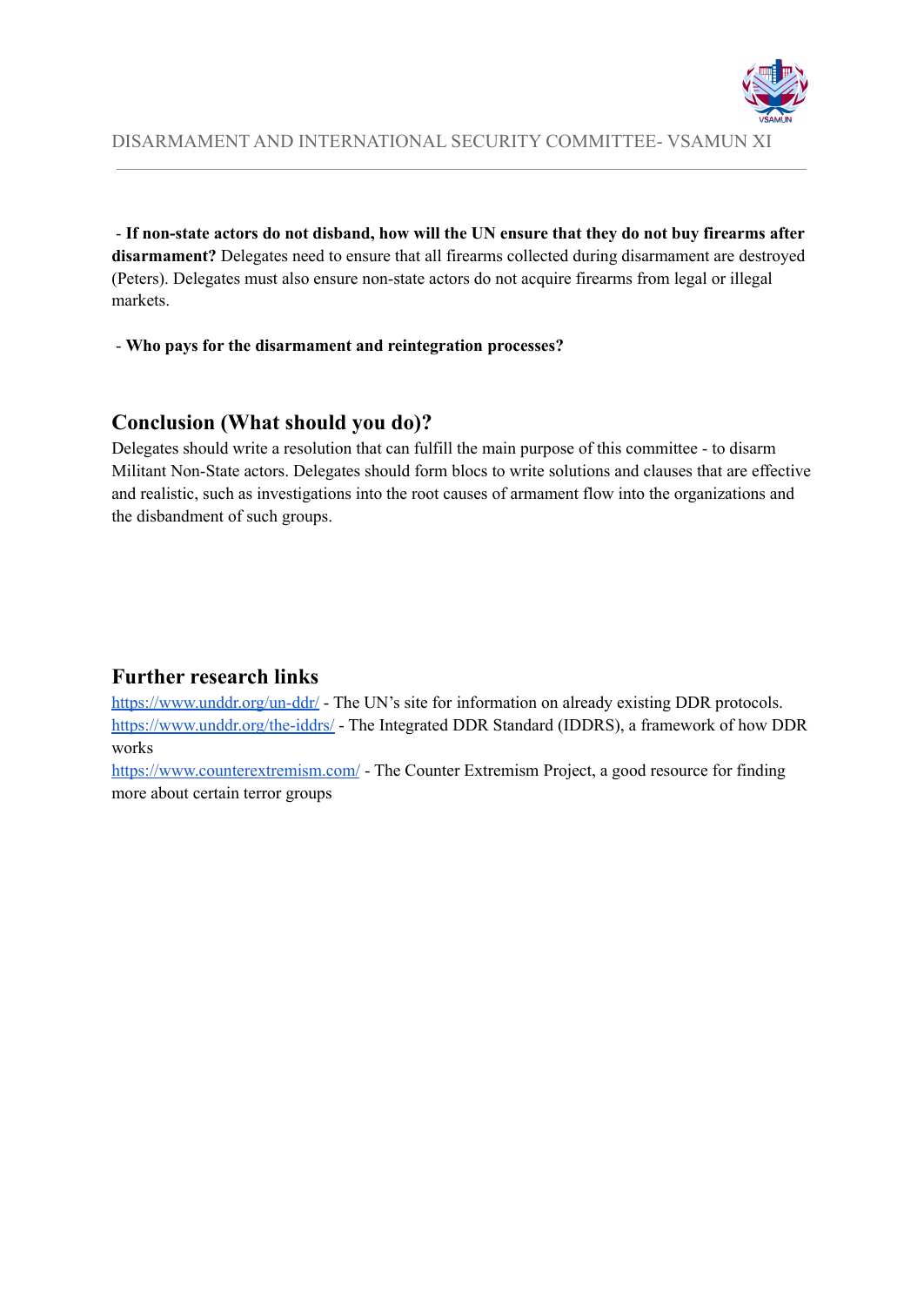- **If non-state actors do not disband, how will the UN ensure that they do not buy firearms after disarmament?** Delegates need to ensure that all firearms collected during disarmament are destroyed (Peters). Delegates must also ensure non-state actors do not acquire firearms from legal or illegal markets.

- **Who pays for the disarmament and reintegration processes?**

## Conclusion (What should you do)?

Delegates should write a resolution that can fulfill the main purpose of this committee - to disarm Militant Non-State actors. Delegates should form blocs to write solutions and clauses that are effective and realistic, such as investigations into the root causes of armament flow into the organizations and the disbandment of such groups.

## Further research links

https://www.unddr.org/un-ddr/ - The UN's site for information on already existing DDR protocols.
https://www.unddr.org/the-iddrs/ - The Integrated DDR Standard (IDDRS), a framework of how DDR works
https://www.counterextremism.com/ - The Counter Extremism Project, a good resource for finding more about certain terror groups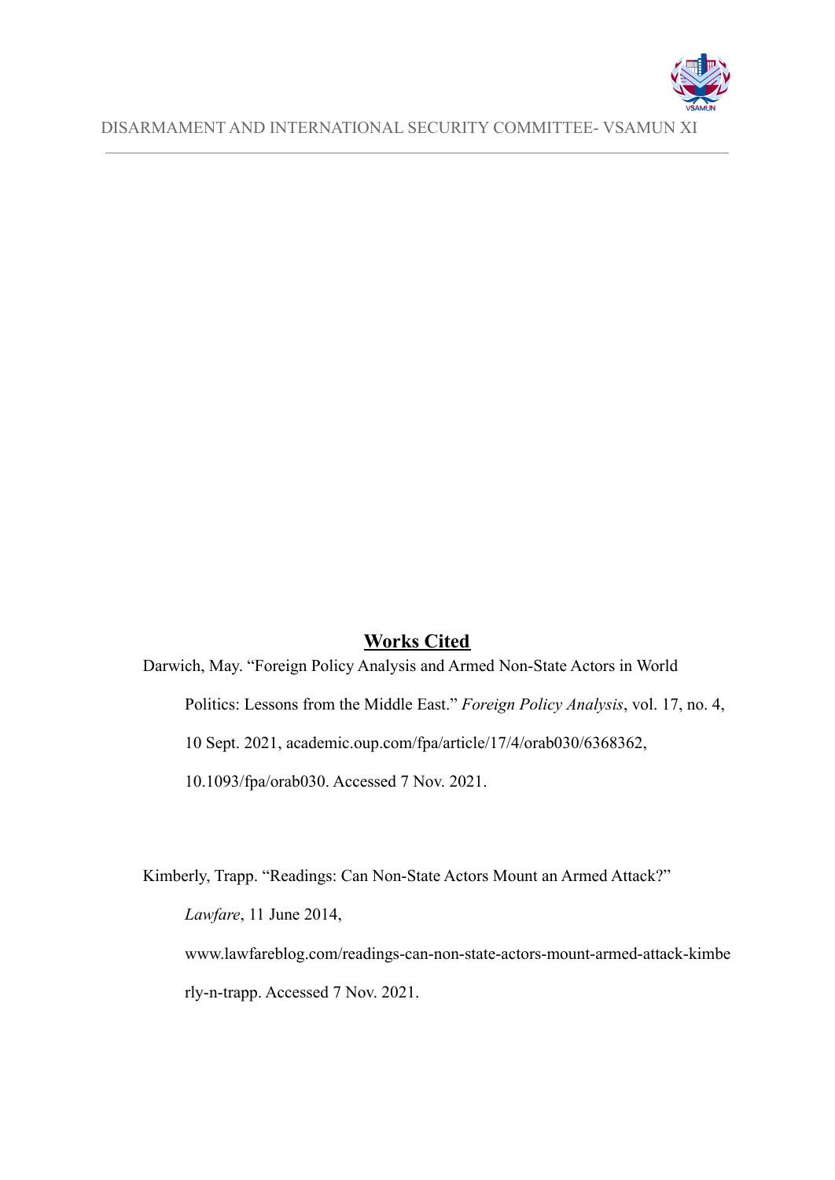## Works Cited

Darwich, May. "Foreign Policy Analysis and Armed Non-State Actors in World Politics: Lessons from the Middle East." *Foreign Policy Analysis*, vol. 17, no. 4, 10 Sept. 2021, academic.oup.com/fpa/article/17/4/orab030/6368362, 10.1093/fpa/orab030. Accessed 7 Nov. 2021.

Kimberly, Trapp. "Readings: Can Non-State Actors Mount an Armed Attack?" *Lawfare*, 11 June 2014, www.lawfareblog.com/readings-can-non-state-actors-mount-armed-attack-kimberly-n-trapp. Accessed 7 Nov. 2021.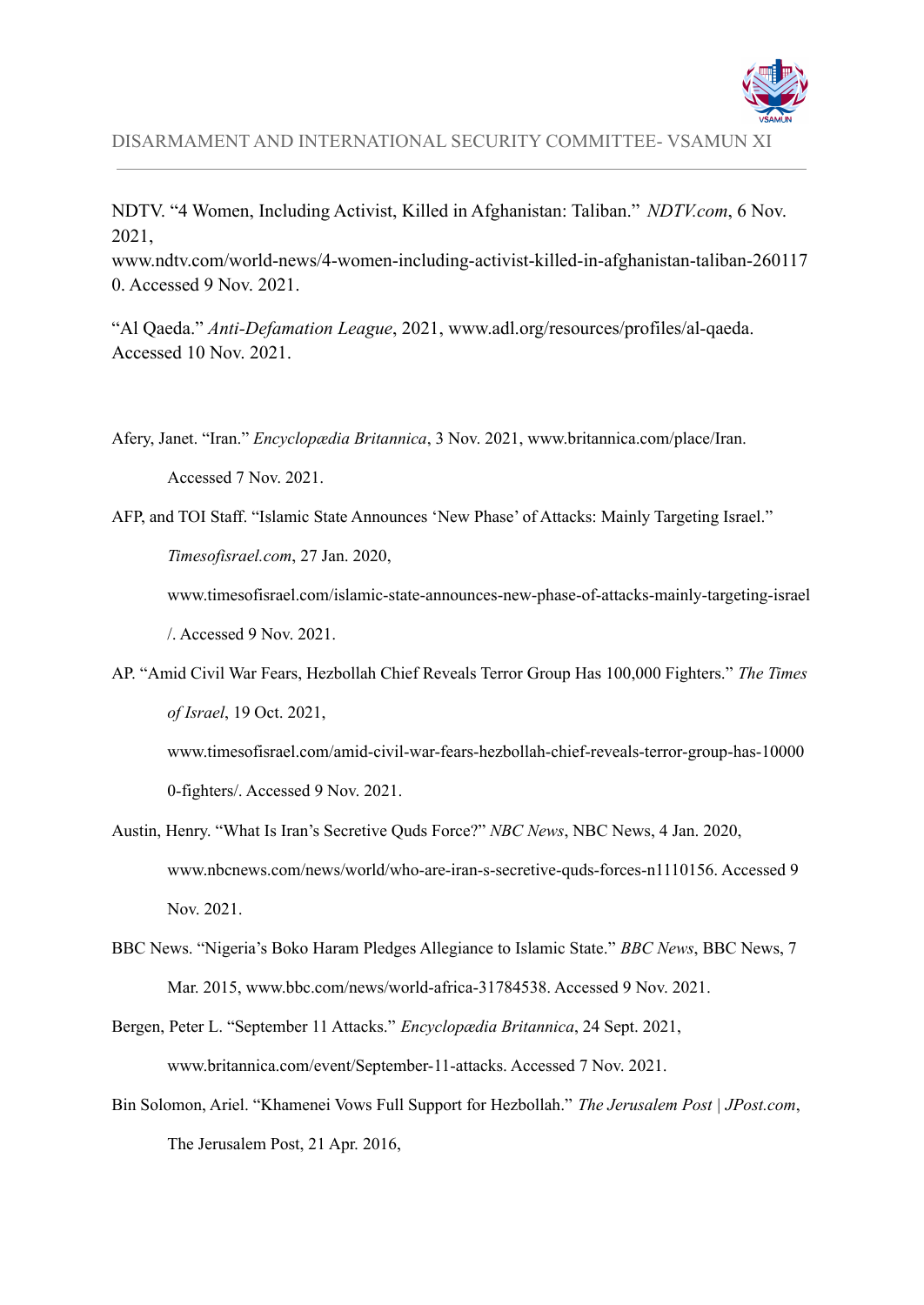NDTV. “4 Women, Including Activist, Killed in Afghanistan: Taliban.” *NDTV.com*, 6 Nov. 2021, www.ndtv.com/world-news/4-women-including-activist-killed-in-afghanistan-taliban-2601170. Accessed 9 Nov. 2021.

“Al Qaeda.” *Anti-Defamation League*, 2021, www.adl.org/resources/profiles/al-qaeda. Accessed 10 Nov. 2021.

Afery, Janet. “Iran.” *Encyclopædia Britannica*, 3 Nov. 2021, www.britannica.com/place/Iran. Accessed 7 Nov. 2021.

AFP, and TOI Staff. “Islamic State Announces ‘New Phase’ of Attacks: Mainly Targeting Israel.” *Timesofisrael.com*, 27 Jan. 2020, www.timesofisrael.com/islamic-state-announces-new-phase-of-attacks-mainly-targeting-israel/. Accessed 9 Nov. 2021.

AP. “Amid Civil War Fears, Hezbollah Chief Reveals Terror Group Has 100,000 Fighters.” *The Times of Israel*, 19 Oct. 2021, www.timesofisrael.com/amid-civil-war-fears-hezbollah-chief-reveals-terror-group-has-100000-fighters/. Accessed 9 Nov. 2021.

Austin, Henry. “What Is Iran’s Secretive Quds Force?” *NBC News*, NBC News, 4 Jan. 2020, www.nbcnews.com/news/world/who-are-iran-s-secretive-quds-forces-n1110156. Accessed 9 Nov. 2021.

BBC News. “Nigeria’s Boko Haram Pledges Allegiance to Islamic State.” *BBC News*, BBC News, 7 Mar. 2015, www.bbc.com/news/world-africa-31784538. Accessed 9 Nov. 2021.

Bergen, Peter L. “September 11 Attacks.” *Encyclopædia Britannica*, 24 Sept. 2021, www.britannica.com/event/September-11-attacks. Accessed 7 Nov. 2021.

Bin Solomon, Ariel. “Khamenei Vows Full Support for Hezbollah.” *The Jerusalem Post | JPost.com*, The Jerusalem Post, 21 Apr. 2016,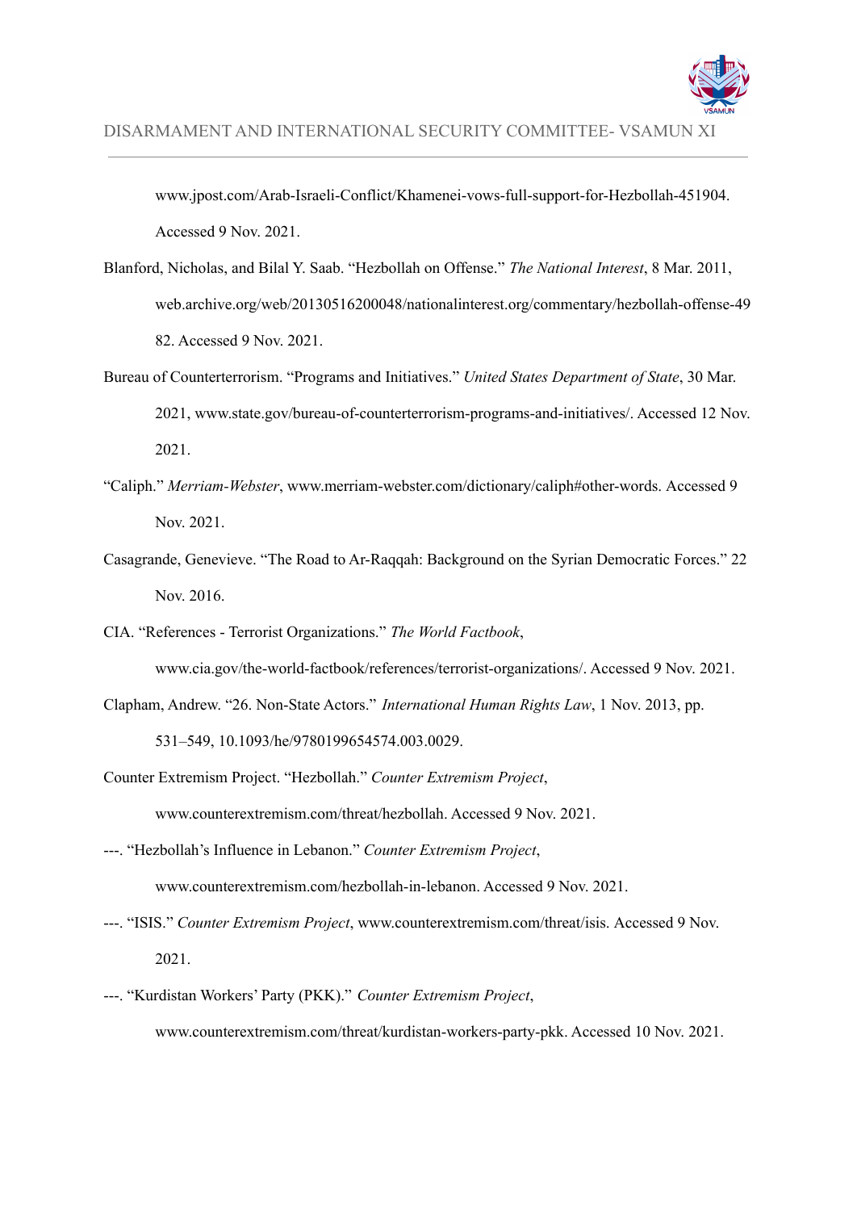www.jpost.com/Arab-Israeli-Conflict/Khamenei-vows-full-support-for-Hezbollah-451904. Accessed 9 Nov. 2021.

Blanford, Nicholas, and Bilal Y. Saab. "Hezbollah on Offense." *The National Interest*, 8 Mar. 2011, web.archive.org/web/20130516200048/nationalinterest.org/commentary/hezbollah-offense-4982. Accessed 9 Nov. 2021.

Bureau of Counterterrorism. "Programs and Initiatives." *United States Department of State*, 30 Mar. 2021, www.state.gov/bureau-of-counterterrorism-programs-and-initiatives/. Accessed 12 Nov. 2021.

"Caliph." *Merriam-Webster*, www.merriam-webster.com/dictionary/caliph#other-words. Accessed 9 Nov. 2021.

Casagrande, Genevieve. "The Road to Ar-Raqqah: Background on the Syrian Democratic Forces." 22 Nov. 2016.

CIA. "References - Terrorist Organizations." *The World Factbook*, www.cia.gov/the-world-factbook/references/terrorist-organizations/. Accessed 9 Nov. 2021.

Clapham, Andrew. "26. Non-State Actors." *International Human Rights Law*, 1 Nov. 2013, pp. 531–549, 10.1093/he/9780199654574.003.0029.

Counter Extremism Project. "Hezbollah." *Counter Extremism Project*, www.counterextremism.com/threat/hezbollah. Accessed 9 Nov. 2021.

---. "Hezbollah's Influence in Lebanon." *Counter Extremism Project*, www.counterextremism.com/hezbollah-in-lebanon. Accessed 9 Nov. 2021.

---. "ISIS." *Counter Extremism Project*, www.counterextremism.com/threat/isis. Accessed 9 Nov. 2021.

---. "Kurdistan Workers' Party (PKK)." *Counter Extremism Project*, www.counterextremism.com/threat/kurdistan-workers-party-pkk. Accessed 10 Nov. 2021.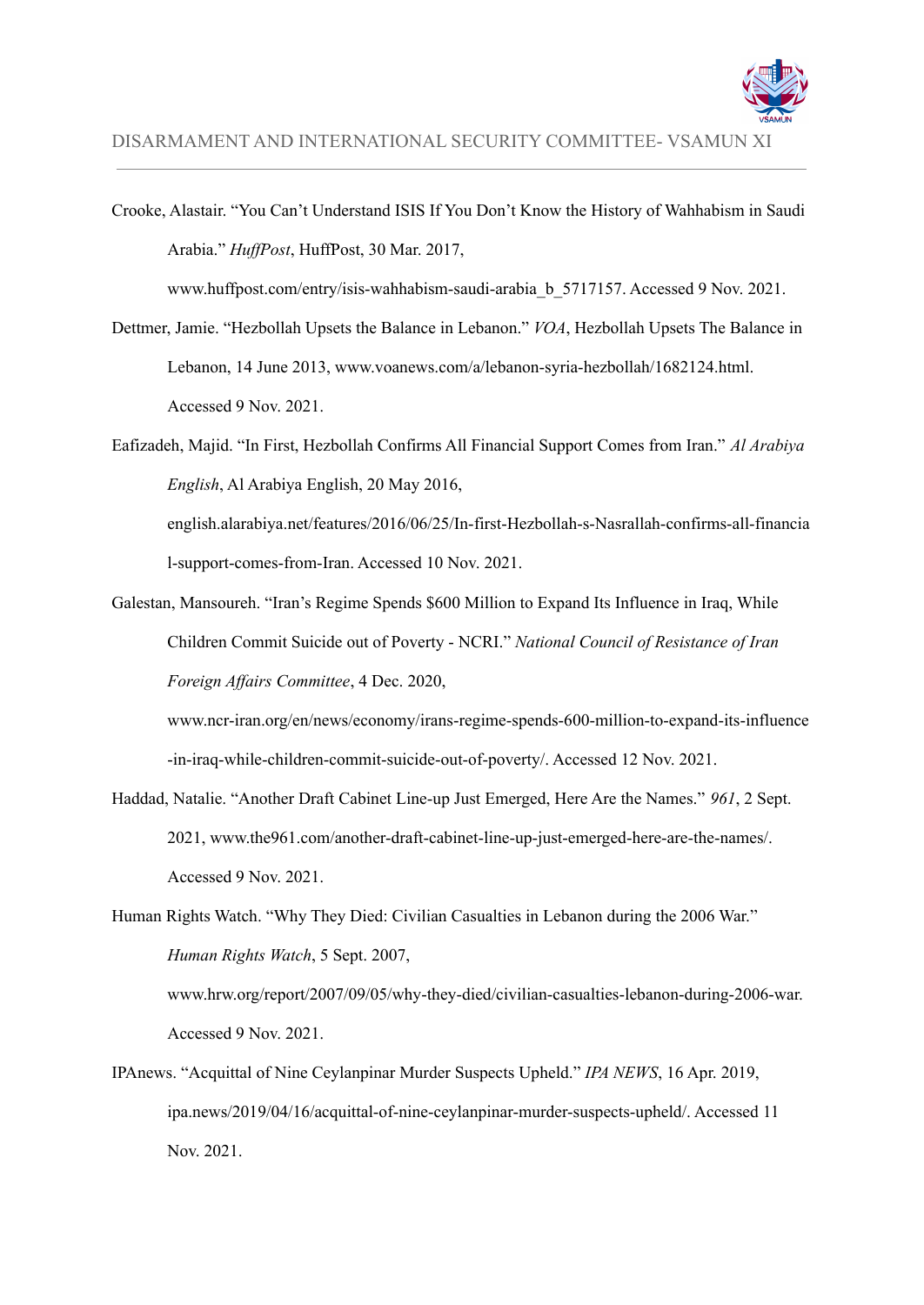Crooke, Alastair. “You Can’t Understand ISIS If You Don’t Know the History of Wahhabism in Saudi Arabia.” *HuffPost*, HuffPost, 30 Mar. 2017, www.huffpost.com/entry/isis-wahhabism-saudi-arabia_b_5717157. Accessed 9 Nov. 2021.

Dettmer, Jamie. “Hezbollah Upsets the Balance in Lebanon.” *VOA*, Hezbollah Upsets The Balance in Lebanon, 14 June 2013, www.voanews.com/a/lebanon-syria-hezbollah/1682124.html. Accessed 9 Nov. 2021.

Eafizadeh, Majid. “In First, Hezbollah Confirms All Financial Support Comes from Iran.” *Al Arabiya English*, Al Arabiya English, 20 May 2016, english.alarabiya.net/features/2016/06/25/In-first-Hezbollah-s-Nasrallah-confirms-all-financial-support-comes-from-Iran. Accessed 10 Nov. 2021.

Galestan, Mansoureh. “Iran’s Regime Spends $600 Million to Expand Its Influence in Iraq, While Children Commit Suicide out of Poverty - NCRI.” *National Council of Resistance of Iran Foreign Affairs Committee*, 4 Dec. 2020, www.ncr-iran.org/en/news/economy/irans-regime-spends-600-million-to-expand-its-influence-in-iraq-while-children-commit-suicide-out-of-poverty/. Accessed 12 Nov. 2021.

Haddad, Natalie. “Another Draft Cabinet Line-up Just Emerged, Here Are the Names.” *961*, 2 Sept. 2021, www.the961.com/another-draft-cabinet-line-up-just-emerged-here-are-the-names/. Accessed 9 Nov. 2021.

Human Rights Watch. “Why They Died: Civilian Casualties in Lebanon during the 2006 War.” *Human Rights Watch*, 5 Sept. 2007, www.hrw.org/report/2007/09/05/why-they-died/civilian-casualties-lebanon-during-2006-war. Accessed 9 Nov. 2021.

IPAnews. “Acquittal of Nine Ceylanpinar Murder Suspects Upheld.” *IPA NEWS*, 16 Apr. 2019, ipa.news/2019/04/16/acquittal-of-nine-ceylanpinar-murder-suspects-upheld/. Accessed 11 Nov. 2021.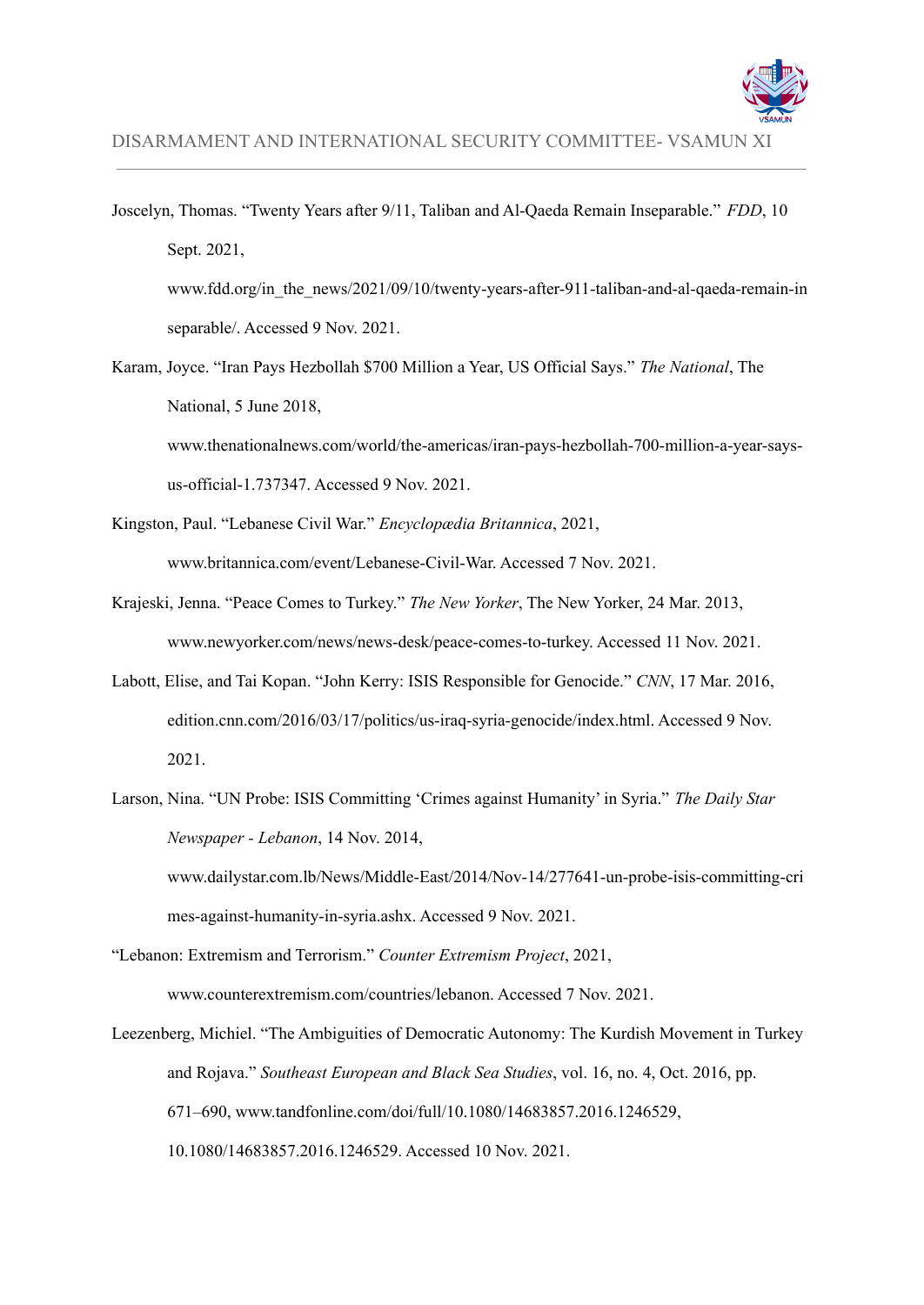Joscelyn, Thomas. "Twenty Years after 9/11, Taliban and Al-Qaeda Remain Inseparable." *FDD*, 10 Sept. 2021, www.fdd.org/in_the_news/2021/09/10/twenty-years-after-911-taliban-and-al-qaeda-remain-inseparable/. Accessed 9 Nov. 2021.

Karam, Joyce. "Iran Pays Hezbollah $700 Million a Year, US Official Says." *The National*, The National, 5 June 2018, www.thenationalnews.com/world/the-americas/iran-pays-hezbollah-700-million-a-year-says-us-official-1.737347. Accessed 9 Nov. 2021.

Kingston, Paul. "Lebanese Civil War." *Encyclopædia Britannica*, 2021, www.britannica.com/event/Lebanese-Civil-War. Accessed 7 Nov. 2021.

Krajeski, Jenna. "Peace Comes to Turkey." *The New Yorker*, The New Yorker, 24 Mar. 2013, www.newyorker.com/news/news-desk/peace-comes-to-turkey. Accessed 11 Nov. 2021.

Labott, Elise, and Tai Kopan. "John Kerry: ISIS Responsible for Genocide." *CNN*, 17 Mar. 2016, edition.cnn.com/2016/03/17/politics/us-iraq-syria-genocide/index.html. Accessed 9 Nov. 2021.

Larson, Nina. "UN Probe: ISIS Committing 'Crimes against Humanity' in Syria." *The Daily Star Newspaper - Lebanon*, 14 Nov. 2014, www.dailystar.com.lb/News/Middle-East/2014/Nov-14/277641-un-probe-isis-committing-crimes-against-humanity-in-syria.ashx. Accessed 9 Nov. 2021.

"Lebanon: Extremism and Terrorism." *Counter Extremism Project*, 2021, www.counterextremism.com/countries/lebanon. Accessed 7 Nov. 2021.

Leezenberg, Michiel. "The Ambiguities of Democratic Autonomy: The Kurdish Movement in Turkey and Rojava." *Southeast European and Black Sea Studies*, vol. 16, no. 4, Oct. 2016, pp. 671–690, www.tandfonline.com/doi/full/10.1080/14683857.2016.1246529, 10.1080/14683857.2016.1246529. Accessed 10 Nov. 2021.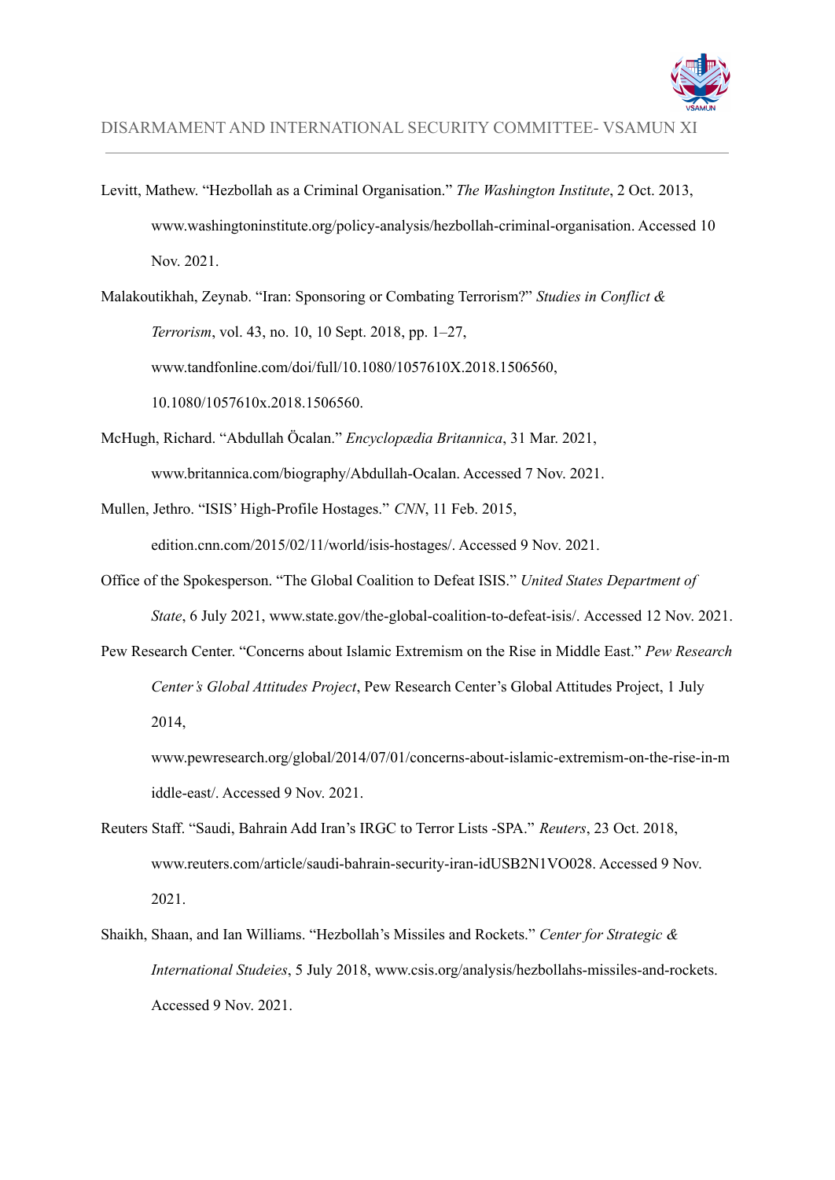Levitt, Mathew. "Hezbollah as a Criminal Organisation." *The Washington Institute*, 2 Oct. 2013, www.washingtoninstitute.org/policy-analysis/hezbollah-criminal-organisation. Accessed 10 Nov. 2021.

Malakoutikhah, Zeynab. "Iran: Sponsoring or Combating Terrorism?" *Studies in Conflict & Terrorism*, vol. 43, no. 10, 10 Sept. 2018, pp. 1–27, www.tandfonline.com/doi/full/10.1080/1057610X.2018.1506560, 10.1080/1057610x.2018.1506560.

McHugh, Richard. "Abdullah Öcalan." *Encyclopædia Britannica*, 31 Mar. 2021, www.britannica.com/biography/Abdullah-Ocalan. Accessed 7 Nov. 2021.

Mullen, Jethro. "ISIS' High-Profile Hostages." *CNN*, 11 Feb. 2015, edition.cnn.com/2015/02/11/world/isis-hostages/. Accessed 9 Nov. 2021.

Office of the Spokesperson. "The Global Coalition to Defeat ISIS." *United States Department of State*, 6 July 2021, www.state.gov/the-global-coalition-to-defeat-isis/. Accessed 12 Nov. 2021.

Pew Research Center. "Concerns about Islamic Extremism on the Rise in Middle East." *Pew Research Center's Global Attitudes Project*, Pew Research Center's Global Attitudes Project, 1 July 2014, www.pewresearch.org/global/2014/07/01/concerns-about-islamic-extremism-on-the-rise-in-middle-east/. Accessed 9 Nov. 2021.

Reuters Staff. "Saudi, Bahrain Add Iran's IRGC to Terror Lists -SPA." *Reuters*, 23 Oct. 2018, www.reuters.com/article/saudi-bahrain-security-iran-idUSB2N1VO028. Accessed 9 Nov. 2021.

Shaikh, Shaan, and Ian Williams. "Hezbollah's Missiles and Rockets." *Center for Strategic & International Studeies*, 5 July 2018, www.csis.org/analysis/hezbollahs-missiles-and-rockets. Accessed 9 Nov. 2021.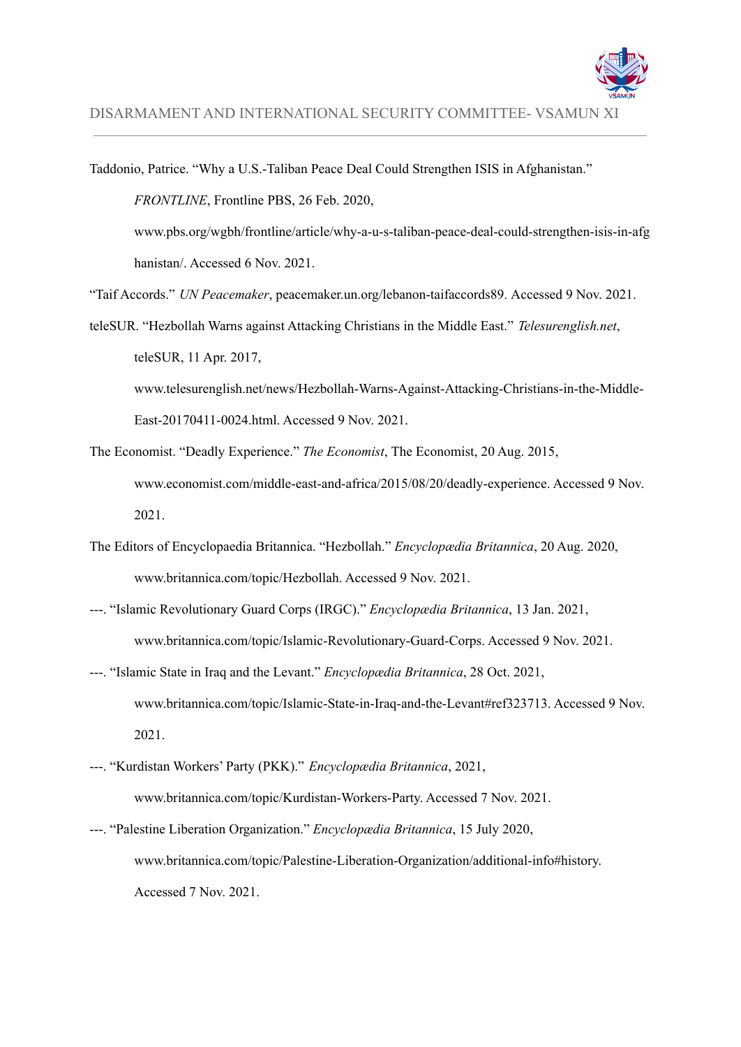Taddonio, Patrice. "Why a U.S.-Taliban Peace Deal Could Strengthen ISIS in Afghanistan." *FRONTLINE*, Frontline PBS, 26 Feb. 2020, www.pbs.org/wgbh/frontline/article/why-a-u-s-taliban-peace-deal-could-strengthen-isis-in-afghanistan/. Accessed 6 Nov. 2021.

"Taif Accords." *UN Peacemaker*, peacemaker.un.org/lebanon-taifaccords89. Accessed 9 Nov. 2021.

teleSUR. "Hezbollah Warns against Attacking Christians in the Middle East." *Telesurenglish.net*, teleSUR, 11 Apr. 2017, www.telesurenglish.net/news/Hezbollah-Warns-Against-Attacking-Christians-in-the-Middle-East-20170411-0024.html. Accessed 9 Nov. 2021.

The Economist. "Deadly Experience." *The Economist*, The Economist, 20 Aug. 2015, www.economist.com/middle-east-and-africa/2015/08/20/deadly-experience. Accessed 9 Nov. 2021.

The Editors of Encyclopaedia Britannica. "Hezbollah." *Encyclopædia Britannica*, 20 Aug. 2020, www.britannica.com/topic/Hezbollah. Accessed 9 Nov. 2021.

---. "Islamic Revolutionary Guard Corps (IRGC)." *Encyclopædia Britannica*, 13 Jan. 2021, www.britannica.com/topic/Islamic-Revolutionary-Guard-Corps. Accessed 9 Nov. 2021.

---. "Islamic State in Iraq and the Levant." *Encyclopædia Britannica*, 28 Oct. 2021, www.britannica.com/topic/Islamic-State-in-Iraq-and-the-Levant#ref323713. Accessed 9 Nov. 2021.

---. "Kurdistan Workers' Party (PKK)." *Encyclopædia Britannica*, 2021, www.britannica.com/topic/Kurdistan-Workers-Party. Accessed 7 Nov. 2021.

---. "Palestine Liberation Organization." *Encyclopædia Britannica*, 15 July 2020, www.britannica.com/topic/Palestine-Liberation-Organization/additional-info#history. Accessed 7 Nov. 2021.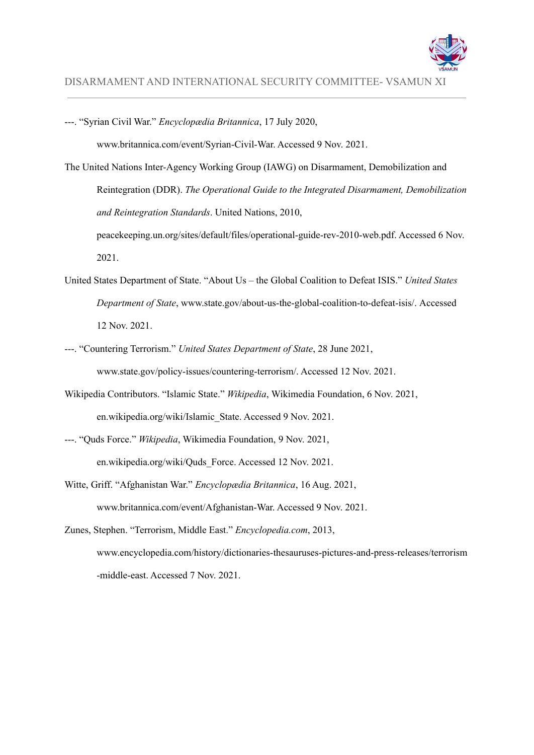---. "Syrian Civil War." *Encyclopædia Britannica*, 17 July 2020, www.britannica.com/event/Syrian-Civil-War. Accessed 9 Nov. 2021.

The United Nations Inter-Agency Working Group (IAWG) on Disarmament, Demobilization and Reintegration (DDR). *The Operational Guide to the Integrated Disarmament, Demobilization and Reintegration Standards*. United Nations, 2010, peacekeeping.un.org/sites/default/files/operational-guide-rev-2010-web.pdf. Accessed 6 Nov. 2021.

United States Department of State. "About Us – the Global Coalition to Defeat ISIS." *United States Department of State*, www.state.gov/about-us-the-global-coalition-to-defeat-isis/. Accessed 12 Nov. 2021.

---. "Countering Terrorism." *United States Department of State*, 28 June 2021, www.state.gov/policy-issues/countering-terrorism/. Accessed 12 Nov. 2021.

Wikipedia Contributors. "Islamic State." *Wikipedia*, Wikimedia Foundation, 6 Nov. 2021, en.wikipedia.org/wiki/Islamic_State. Accessed 9 Nov. 2021.

---. "Quds Force." *Wikipedia*, Wikimedia Foundation, 9 Nov. 2021, en.wikipedia.org/wiki/Quds_Force. Accessed 12 Nov. 2021.

Witte, Griff. "Afghanistan War." *Encyclopædia Britannica*, 16 Aug. 2021, www.britannica.com/event/Afghanistan-War. Accessed 9 Nov. 2021.

Zunes, Stephen. "Terrorism, Middle East." *Encyclopedia.com*, 2013, www.encyclopedia.com/history/dictionaries-thesauruses-pictures-and-press-releases/terrorism-middle-east. Accessed 7 Nov. 2021.